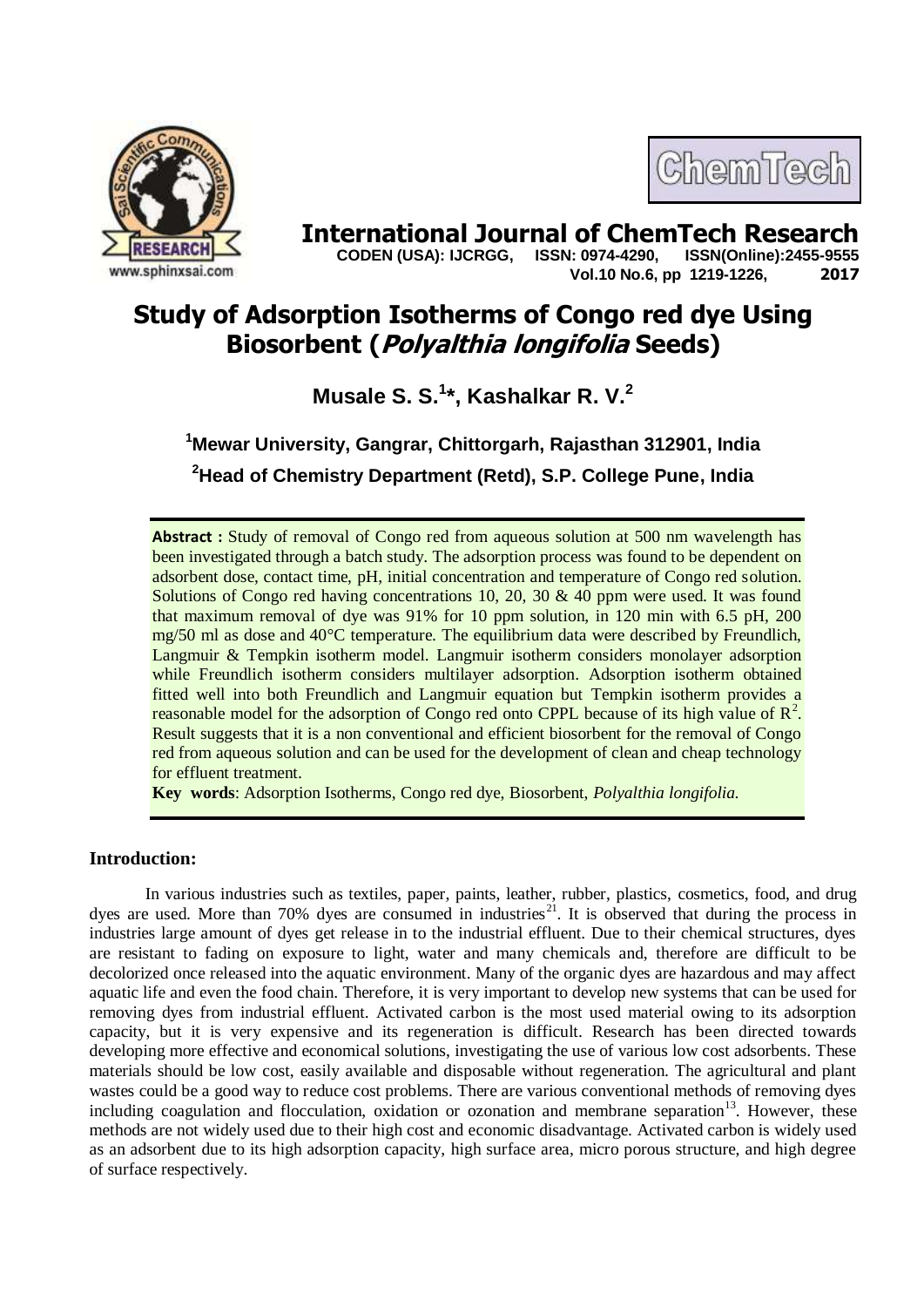# Study of Adsorption Isotherms of Congo red dye Using Biosorbent (*Polyalthia longifolia* Seeds)

**Musale S. S.[1]*, Kashalkar R. V.[2]**

**[1]Mewar University, Gangrar, Chittorgarh, Rajasthan 312901, India**

**[2]Head of Chemistry Department (Retd), S.P. College Pune, India**

**Abstract :** Study of removal of Congo red from aqueous solution at 500 nm wavelength has been investigated through a batch study. The adsorption process was found to be dependent on adsorbent dose, contact time, pH, initial concentration and temperature of Congo red solution. Solutions of Congo red having concentrations 10, 20, 30 & 40 ppm were used. It was found that maximum removal of dye was 91% for 10 ppm solution, in 120 min with 6.5 pH, 200 mg/50 ml as dose and 40°C temperature. The equilibrium data were described by Freundlich, Langmuir & Tempkin isotherm model. Langmuir isotherm considers monolayer adsorption while Freundlich isotherm considers multilayer adsorption. Adsorption isotherm obtained fitted well into both Freundlich and Langmuir equation but Tempkin isotherm provides a reasonable model for the adsorption of Congo red onto CPPL because of its high value of $R^2$. Result suggests that it is a non conventional and efficient biosorbent for the removal of Congo red from aqueous solution and can be used for the development of clean and cheap technology for effluent treatment.

**Key words**: Adsorption Isotherms, Congo red dye, Biosorbent, *Polyalthia longifolia.*

## Introduction:

In various industries such as textiles, paper, paints, leather, rubber, plastics, cosmetics, food, and drug dyes are used. More than 70% dyes are consumed in industries[21]. It is observed that during the process in industries large amount of dyes get release in to the industrial effluent. Due to their chemical structures, dyes are resistant to fading on exposure to light, water and many chemicals and, therefore are difficult to be decolorized once released into the aquatic environment. Many of the organic dyes are hazardous and may affect aquatic life and even the food chain. Therefore, it is very important to develop new systems that can be used for removing dyes from industrial effluent. Activated carbon is the most used material owing to its adsorption capacity, but it is very expensive and its regeneration is difficult. Research has been directed towards developing more effective and economical solutions, investigating the use of various low cost adsorbents. These materials should be low cost, easily available and disposable without regeneration. The agricultural and plant wastes could be a good way to reduce cost problems. There are various conventional methods of removing dyes including coagulation and flocculation, oxidation or ozonation and membrane separation[13]. However, these methods are not widely used due to their high cost and economic disadvantage. Activated carbon is widely used as an adsorbent due to its high adsorption capacity, high surface area, micro porous structure, and high degree of surface respectively.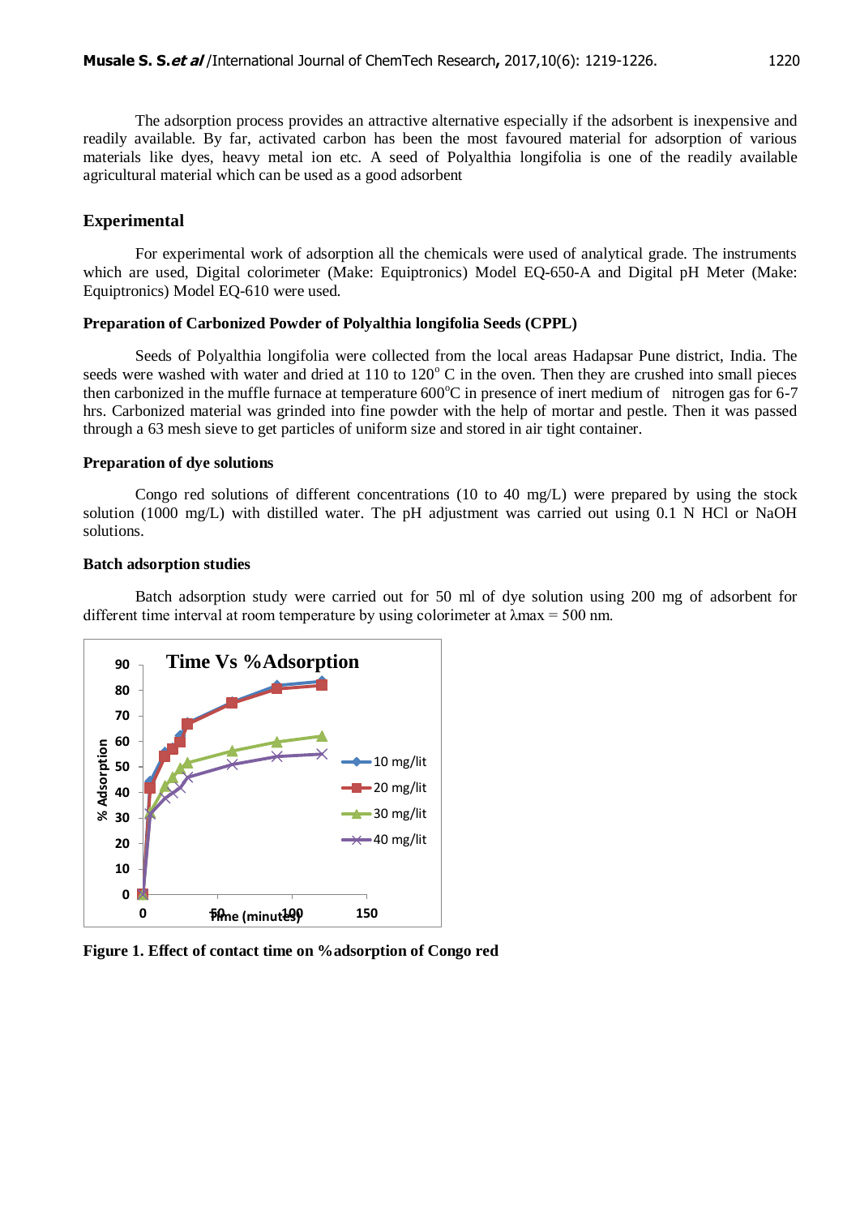The adsorption process provides an attractive alternative especially if the adsorbent is inexpensive and readily available. By far, activated carbon has been the most favoured material for adsorption of various materials like dyes, heavy metal ion etc. A seed of Polyalthia longifolia is one of the readily available agricultural material which can be used as a good adsorbent

## Experimental

For experimental work of adsorption all the chemicals were used of analytical grade. The instruments which are used, Digital colorimeter (Make: Equiptronics) Model EQ-650-A and Digital pH Meter (Make: Equiptronics) Model EQ-610 were used.

### Preparation of Carbonized Powder of Polyalthia longifolia Seeds (CPPL)

Seeds of Polyalthia longifolia were collected from the local areas Hadapsar Pune district, India. The seeds were washed with water and dried at 110 to 120° C in the oven. Then they are crushed into small pieces then carbonized in the muffle furnace at temperature 600°C in presence of inert medium of nitrogen gas for 6-7 hrs. Carbonized material was grinded into fine powder with the help of mortar and pestle. Then it was passed through a 63 mesh sieve to get particles of uniform size and stored in air tight container.

### Preparation of dye solutions

Congo red solutions of different concentrations (10 to 40 mg/L) were prepared by using the stock solution (1000 mg/L) with distilled water. The pH adjustment was carried out using 0.1 N HCl or NaOH solutions.

### Batch adsorption studies

Batch adsorption study were carried out for 50 ml of dye solution using 200 mg of adsorbent for different time interval at room temperature by using colorimeter at λmax = 500 nm.

**Figure 1. Effect of contact time on %adsorption of Congo red**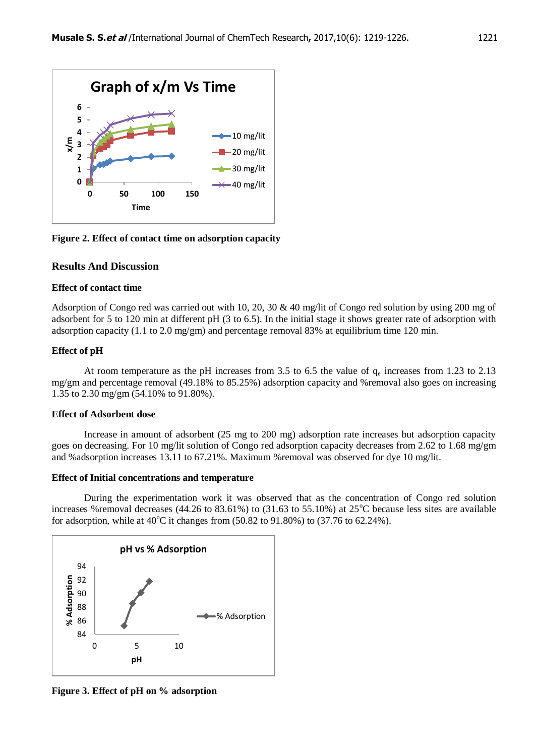Figure 2. Effect of contact time on adsorption capacity

## Results And Discussion

### Effect of contact time

Adsorption of Congo red was carried out with 10, 20, 30 & 40 mg/lit of Congo red solution by using 200 mg of adsorbent for 5 to 120 min at different pH (3 to 6.5). In the initial stage it shows greater rate of adsorption with adsorption capacity (1.1 to 2.0 mg/gm) and percentage removal 83% at equilibrium time 120 min.

### Effect of pH

At room temperature as the pH increases from 3.5 to 6.5 the value of $q_e$ increases from 1.23 to 2.13 mg/gm and percentage removal (49.18% to 85.25%) adsorption capacity and %removal also goes on increasing 1.35 to 2.30 mg/gm (54.10% to 91.80%).

### Effect of Adsorbent dose

Increase in amount of adsorbent (25 mg to 200 mg) adsorption rate increases but adsorption capacity goes on decreasing. For 10 mg/lit solution of Congo red adsorption capacity decreases from 2.62 to 1.68 mg/gm and %adsorption increases 13.11 to 67.21%. Maximum %removal was observed for dye 10 mg/lit.

### Effect of Initial concentrations and temperature

During the experimentation work it was observed that as the concentration of Congo red solution increases %removal decreases (44.26 to 83.61%) to (31.63 to 55.10%) at 25°C because less sites are available for adsorption, while at 40°C it changes from (50.82 to 91.80%) to (37.76 to 62.24%).

Figure 3. Effect of pH on % adsorption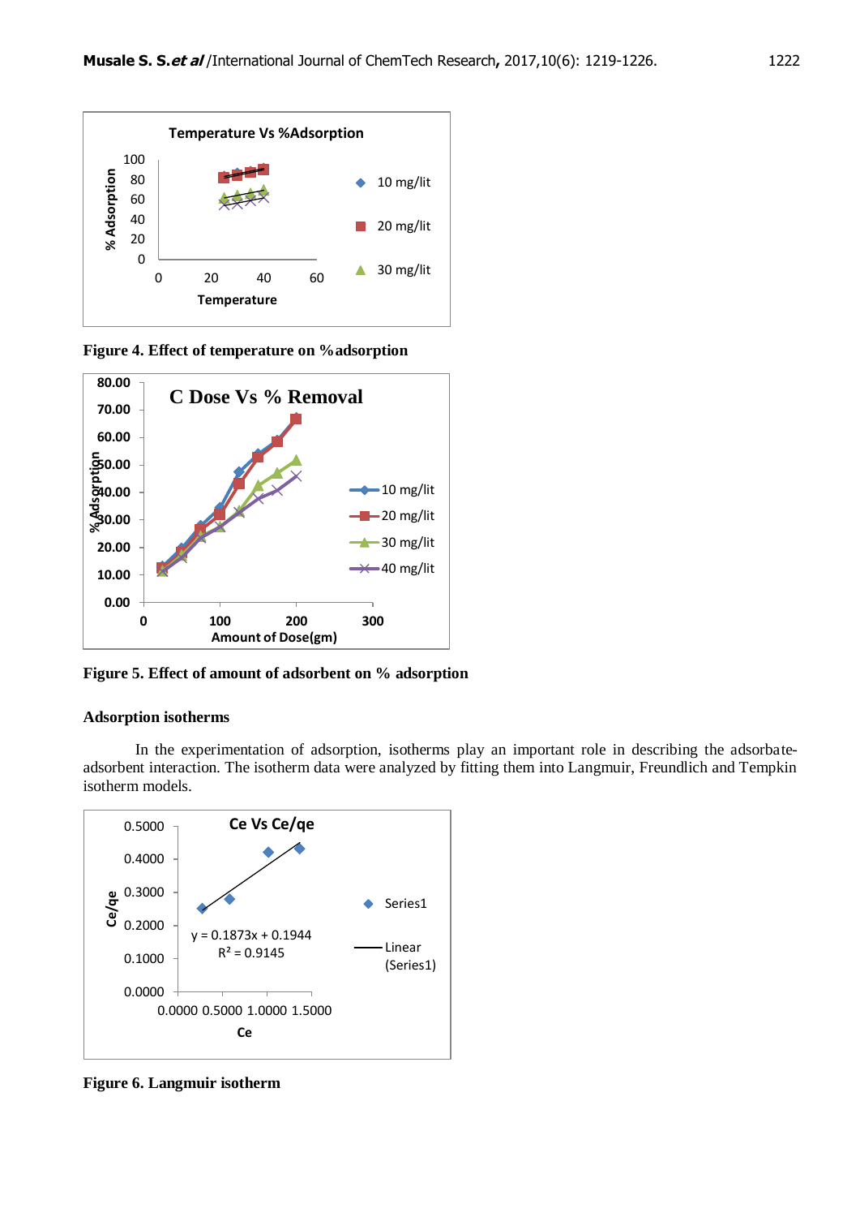Figure 4. Effect of temperature on %adsorption

Figure 5. Effect of amount of adsorbent on % adsorption

**Adsorption isotherms**

In the experimentation of adsorption, isotherms play an important role in describing the adsorbate-adsorbent interaction. The isotherm data were analyzed by fitting them into Langmuir, Freundlich and Tempkin isotherm models.

Figure 6. Langmuir isotherm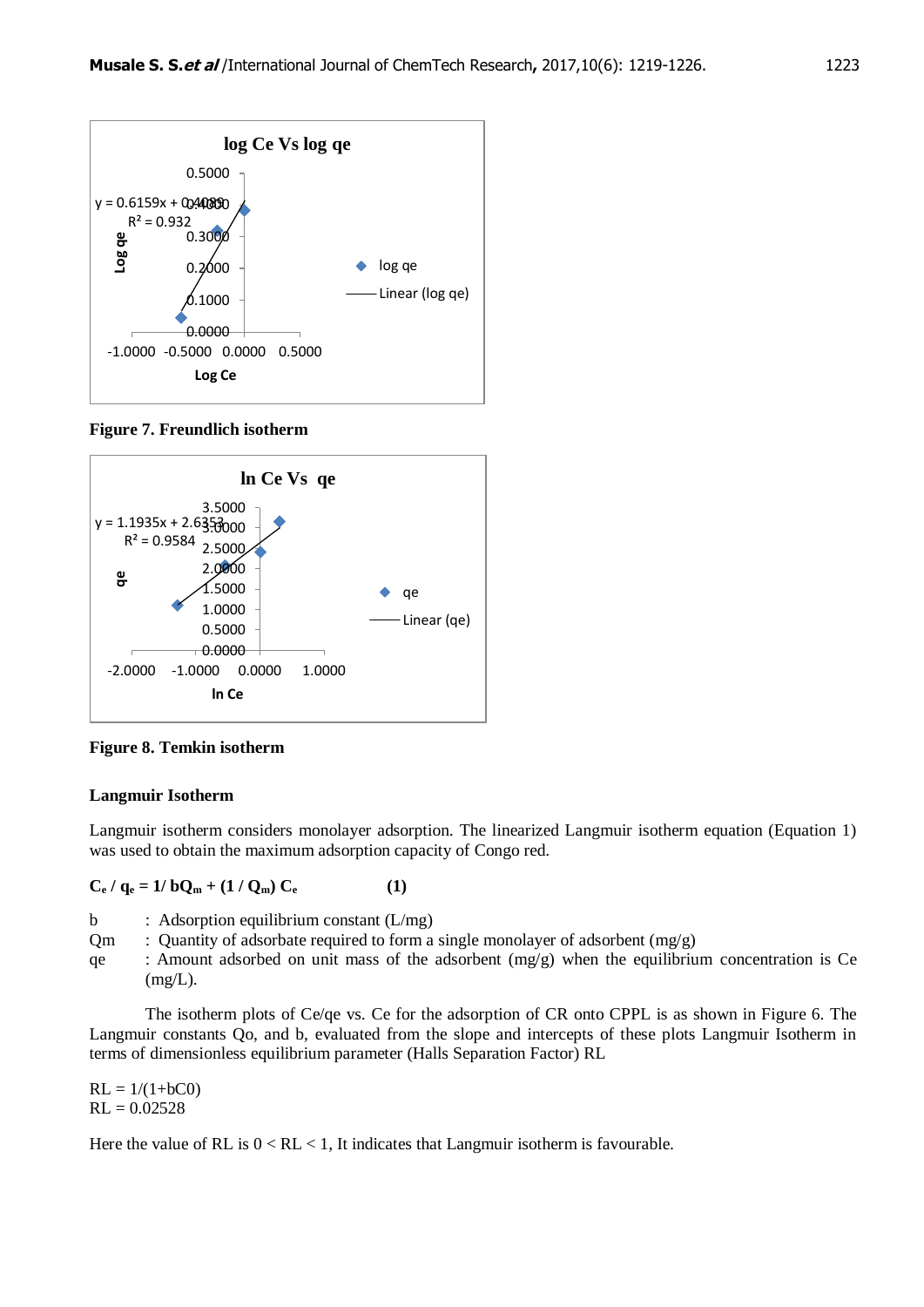**Figure 7. Freundlich isotherm**

**Figure 8. Temkin isotherm**

### Langmuir Isotherm

Langmuir isotherm considers monolayer adsorption. The linearized Langmuir isotherm equation (Equation 1) was used to obtain the maximum adsorption capacity of Congo red.

$$C_e / q_e = 1/ bQ_m + (1 / Q_m) C_e \qquad (1)$$

b : Adsorption equilibrium constant (L/mg)

Qm : Quantity of adsorbate required to form a single monolayer of adsorbent (mg/g)

qe : Amount adsorbed on unit mass of the adsorbent (mg/g) when the equilibrium concentration is Ce (mg/L).

The isotherm plots of Ce/qe vs. Ce for the adsorption of CR onto CPPL is as shown in Figure 6. The Langmuir constants Qo, and b, evaluated from the slope and intercepts of these plots Langmuir Isotherm in terms of dimensionless equilibrium parameter (Halls Separation Factor) RL

$RL = 1/(1+bC0)$
$RL = 0.02528$

Here the value of RL is $0 < RL < 1$, It indicates that Langmuir isotherm is favourable.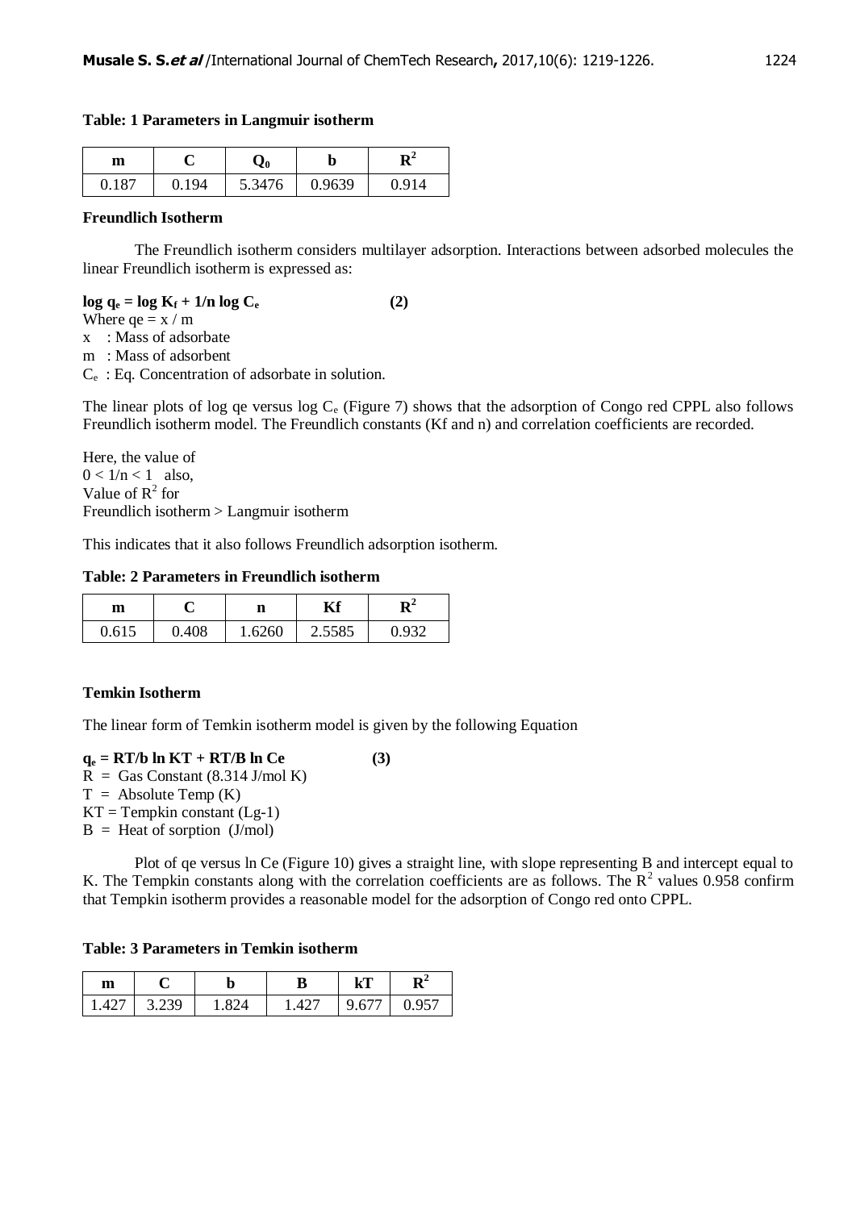**Table: 1 Parameters in Langmuir isotherm**

| m | C | $Q_0$ | b | $R^2$ |
|---|---|---|---|---|
| 0.187 | 0.194 | 5.3476 | 0.9639 | 0.914 |

**Freundlich Isotherm**

The Freundlich isotherm considers multilayer adsorption. Interactions between adsorbed molecules the linear Freundlich isotherm is expressed as:

$$\log q_e = \log K_f + 1/n \log C_e \quad (2)$$

Where $qe = x / m$

x : Mass of adsorbate

m : Mass of adsorbent

$C_e$ : Eq. Concentration of adsorbate in solution.

The linear plots of log qe versus log $C_e$ (Figure 7) shows that the adsorption of Congo red CPPL also follows Freundlich isotherm model. The Freundlich constants (Kf and n) and correlation coefficients are recorded.

Here, the value of
$0 < 1/n < 1$ also,
Value of $R^2$ for
Freundlich isotherm > Langmuir isotherm

This indicates that it also follows Freundlich adsorption isotherm.

**Table: 2 Parameters in Freundlich isotherm**

| m | C | n | Kf | $R^2$ |
|---|---|---|---|---|
| 0.615 | 0.408 | 1.6260 | 2.5585 | 0.932 |

**Temkin Isotherm**

The linear form of Temkin isotherm model is given by the following Equation

$$q_e = RT/b \ln KT + RT/B \ln Ce \quad (3)$$

R = Gas Constant (8.314 J/mol K)

T = Absolute Temp (K)

KT = Tempkin constant (Lg-1)

B = Heat of sorption (J/mol)

Plot of qe versus ln Ce (Figure 10) gives a straight line, with slope representing B and intercept equal to K. The Tempkin constants along with the correlation coefficients are as follows. The $R^2$ values 0.958 confirm that Tempkin isotherm provides a reasonable model for the adsorption of Congo red onto CPPL.

**Table: 3 Parameters in Temkin isotherm**

| m | C | b | B | kT | $R^2$ |
|---|---|---|---|---|---|
| 1.427 | 3.239 | 1.824 | 1.427 | 9.677 | 0.957 |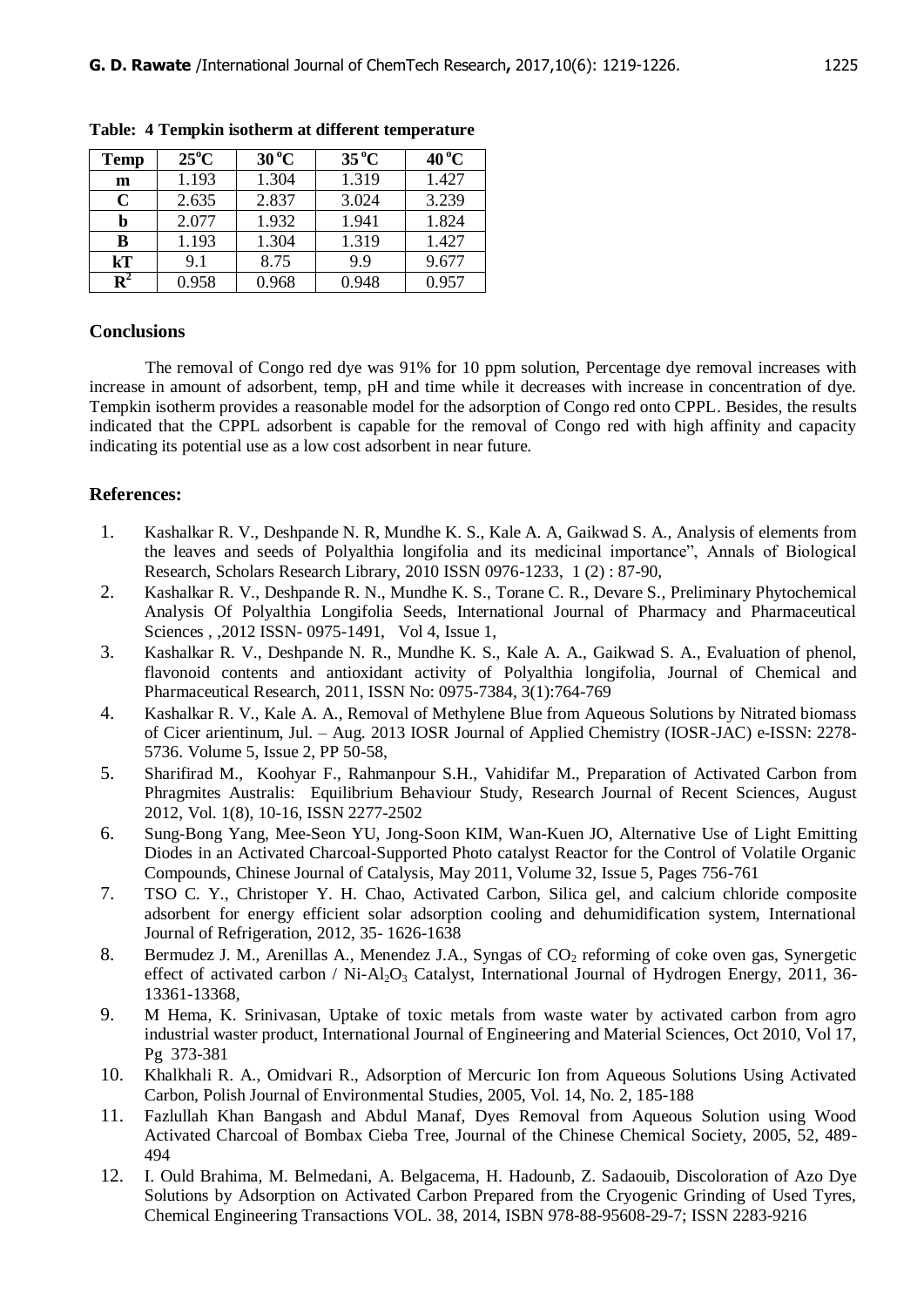**Table: 4 Tempkin isotherm at different temperature**

| Temp | 25°C | 30 °C | 35 °C | 40 °C |
|---|---|---|---|---|
| **m** | 1.193 | 1.304 | 1.319 | 1.427 |
| **C** | 2.635 | 2.837 | 3.024 | 3.239 |
| **b** | 2.077 | 1.932 | 1.941 | 1.824 |
| **B** | 1.193 | 1.304 | 1.319 | 1.427 |
| **kT** | 9.1 | 8.75 | 9.9 | 9.677 |
| **$R^2$** | 0.958 | 0.968 | 0.948 | 0.957 |

## Conclusions

The removal of Congo red dye was 91% for 10 ppm solution, Percentage dye removal increases with increase in amount of adsorbent, temp, pH and time while it decreases with increase in concentration of dye. Tempkin isotherm provides a reasonable model for the adsorption of Congo red onto CPPL. Besides, the results indicated that the CPPL adsorbent is capable for the removal of Congo red with high affinity and capacity indicating its potential use as a low cost adsorbent in near future.

## References:

1. Kashalkar R. V., Deshpande N. R, Mundhe K. S., Kale A. A, Gaikwad S. A., Analysis of elements from the leaves and seeds of Polyalthia longifolia and its medicinal importance", Annals of Biological Research, Scholars Research Library, 2010 ISSN 0976-1233, 1 (2) : 87-90,
2. Kashalkar R. V., Deshpande R. N., Mundhe K. S., Torane C. R., Devare S., Preliminary Phytochemical Analysis Of Polyalthia Longifolia Seeds, International Journal of Pharmacy and Pharmaceutical Sciences , ,2012 ISSN- 0975-1491, Vol 4, Issue 1,
3. Kashalkar R. V., Deshpande N. R., Mundhe K. S., Kale A. A., Gaikwad S. A., Evaluation of phenol, flavonoid contents and antioxidant activity of Polyalthia longifolia, Journal of Chemical and Pharmaceutical Research, 2011, ISSN No: 0975-7384, 3(1):764-769
4. Kashalkar R. V., Kale A. A., Removal of Methylene Blue from Aqueous Solutions by Nitrated biomass of Cicer arientinum, Jul. – Aug. 2013 IOSR Journal of Applied Chemistry (IOSR-JAC) e-ISSN: 2278-5736. Volume 5, Issue 2, PP 50-58,
5. Sharifirad M., Koohyar F., Rahmanpour S.H., Vahidifar M., Preparation of Activated Carbon from Phragmites Australis: Equilibrium Behaviour Study, Research Journal of Recent Sciences, August 2012, Vol. 1(8), 10-16, ISSN 2277-2502
6. Sung-Bong Yang, Mee-Seon YU, Jong-Soon KIM, Wan-Kuen JO, Alternative Use of Light Emitting Diodes in an Activated Charcoal-Supported Photo catalyst Reactor for the Control of Volatile Organic Compounds, Chinese Journal of Catalysis, May 2011, Volume 32, Issue 5, Pages 756-761
7. TSO C. Y., Christoper Y. H. Chao, Activated Carbon, Silica gel, and calcium chloride composite adsorbent for energy efficient solar adsorption cooling and dehumidification system, International Journal of Refrigeration, 2012, 35- 1626-1638
8. Bermudez J. M., Arenillas A., Menendez J.A., Syngas of $CO_2$ reforming of coke oven gas, Synergetic effect of activated carbon / Ni-$Al_2O_3$ Catalyst, International Journal of Hydrogen Energy, 2011, 36-13361-13368,
9. M Hema, K. Srinivasan, Uptake of toxic metals from waste water by activated carbon from agro industrial waster product, International Journal of Engineering and Material Sciences, Oct 2010, Vol 17, Pg 373-381
10. Khalkhali R. A., Omidvari R., Adsorption of Mercuric Ion from Aqueous Solutions Using Activated Carbon, Polish Journal of Environmental Studies, 2005, Vol. 14, No. 2, 185-188
11. Fazlullah Khan Bangash and Abdul Manaf, Dyes Removal from Aqueous Solution using Wood Activated Charcoal of Bombax Cieba Tree, Journal of the Chinese Chemical Society, 2005, 52, 489-494
12. I. Ould Brahima, M. Belmedani, A. Belgacema, H. Hadounb, Z. Sadaouib, Discoloration of Azo Dye Solutions by Adsorption on Activated Carbon Prepared from the Cryogenic Grinding of Used Tyres, Chemical Engineering Transactions VOL. 38, 2014, ISBN 978-88-95608-29-7; ISSN 2283-9216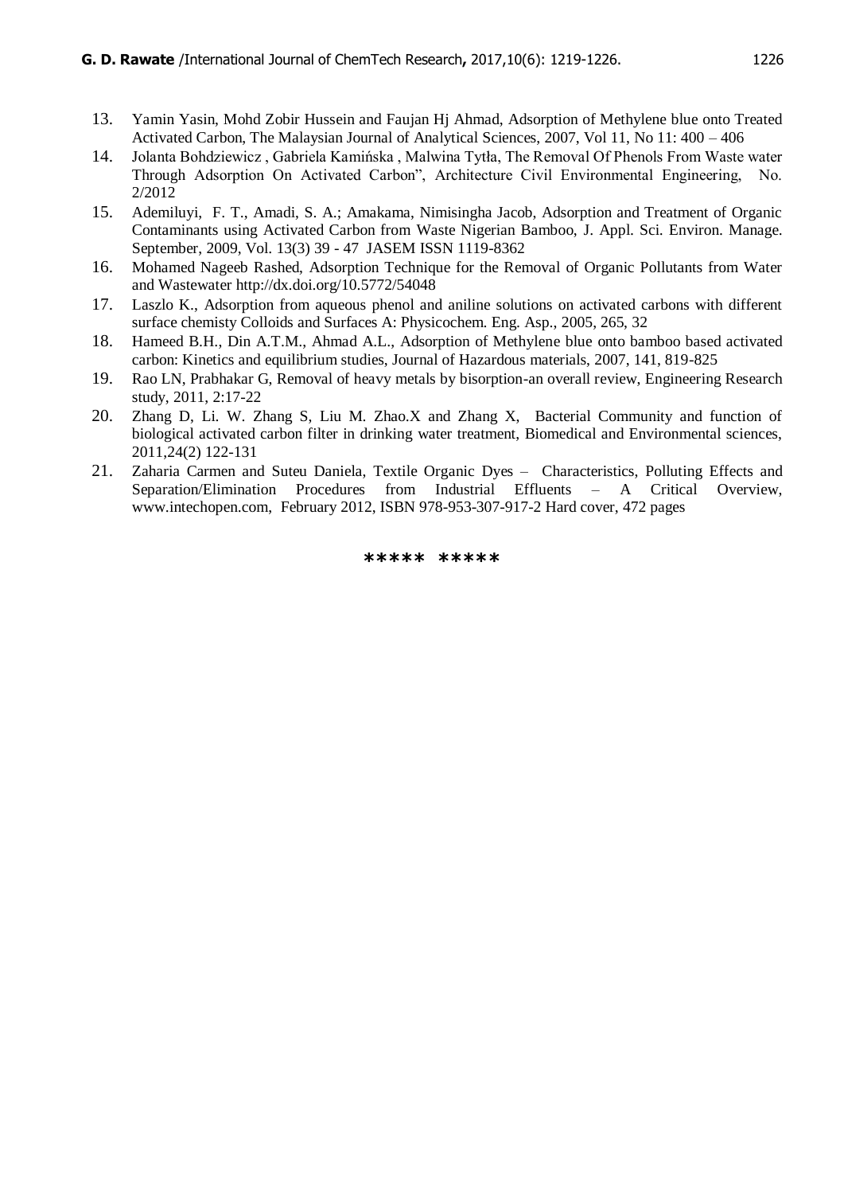13. Yamin Yasin, Mohd Zobir Hussein and Faujan Hj Ahmad, Adsorption of Methylene blue onto Treated Activated Carbon, The Malaysian Journal of Analytical Sciences, 2007, Vol 11, No 11: 400 – 406
14. Jolanta Bohdziewicz , Gabriela Kamińska , Malwina Tytła, The Removal Of Phenols From Waste water Through Adsorption On Activated Carbon", Architecture Civil Environmental Engineering, No. 2/2012
15. Ademiluyi, F. T., Amadi, S. A.; Amakama, Nimisingha Jacob, Adsorption and Treatment of Organic Contaminants using Activated Carbon from Waste Nigerian Bamboo, J. Appl. Sci. Environ. Manage. September, 2009, Vol. 13(3) 39 - 47 JASEM ISSN 1119-8362
16. Mohamed Nageeb Rashed, Adsorption Technique for the Removal of Organic Pollutants from Water and Wastewater http://dx.doi.org/10.5772/54048
17. Laszlo K., Adsorption from aqueous phenol and aniline solutions on activated carbons with different surface chemisty Colloids and Surfaces A: Physicochem. Eng. Asp., 2005, 265, 32
18. Hameed B.H., Din A.T.M., Ahmad A.L., Adsorption of Methylene blue onto bamboo based activated carbon: Kinetics and equilibrium studies, Journal of Hazardous materials, 2007, 141, 819-825
19. Rao LN, Prabhakar G, Removal of heavy metals by bisorption-an overall review, Engineering Research study, 2011, 2:17-22
20. Zhang D, Li. W. Zhang S, Liu M. Zhao.X and Zhang X, Bacterial Community and function of biological activated carbon filter in drinking water treatment, Biomedical and Environmental sciences, 2011,24(2) 122-131
21. Zaharia Carmen and Suteu Daniela, Textile Organic Dyes – Characteristics, Polluting Effects and Separation/Elimination Procedures from Industrial Effluents – A Critical Overview, www.intechopen.com, February 2012, ISBN 978-953-307-917-2 Hard cover, 472 pages

***** *****